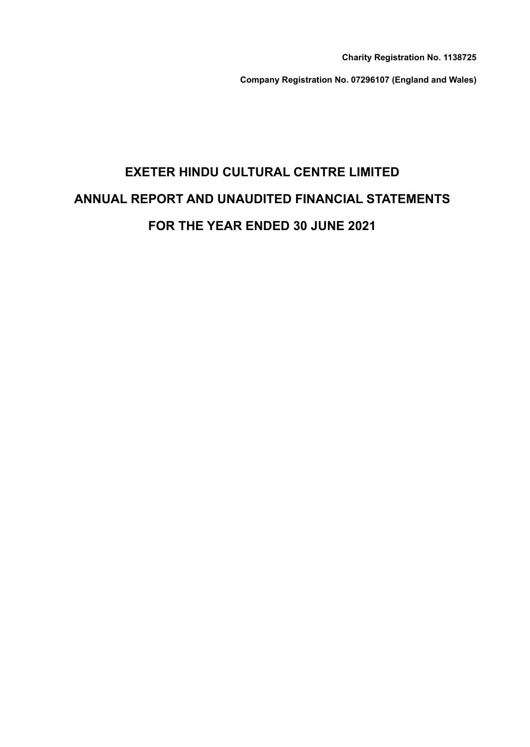**Charity Registration No. 1138725**

**Company Registration No. 07296107 (England and Wales)**

# EXETER HINDU CULTURAL CENTRE LIMITED

# ANNUAL REPORT AND UNAUDITED FINANCIAL STATEMENTS

# FOR THE YEAR ENDED 30 JUNE 2021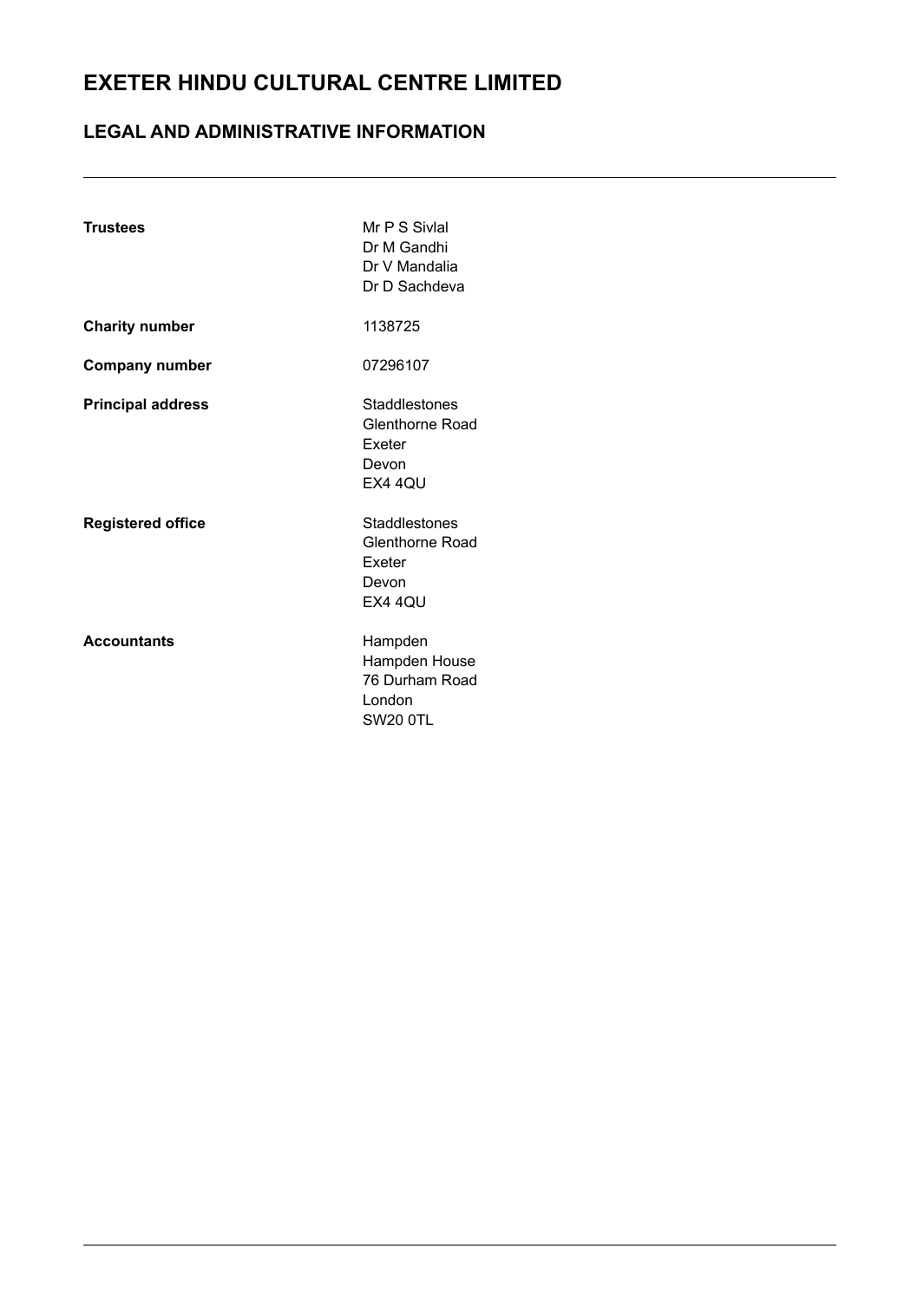# EXETER HINDU CULTURAL CENTRE LIMITED

## LEGAL AND ADMINISTRATIVE INFORMATION

| | |
|---|---|
| **Trustees** | Mr P S Sivlal<br>Dr M Gandhi<br>Dr V Mandalia<br>Dr D Sachdeva |
| **Charity number** | 1138725 |
| **Company number** | 07296107 |
| **Principal address** | Staddlestones<br>Glenthorne Road<br>Exeter<br>Devon<br>EX4 4QU |
| **Registered office** | Staddlestones<br>Glenthorne Road<br>Exeter<br>Devon<br>EX4 4QU |
| **Accountants** | Hampden<br>Hampden House<br>76 Durham Road<br>London<br>SW20 0TL |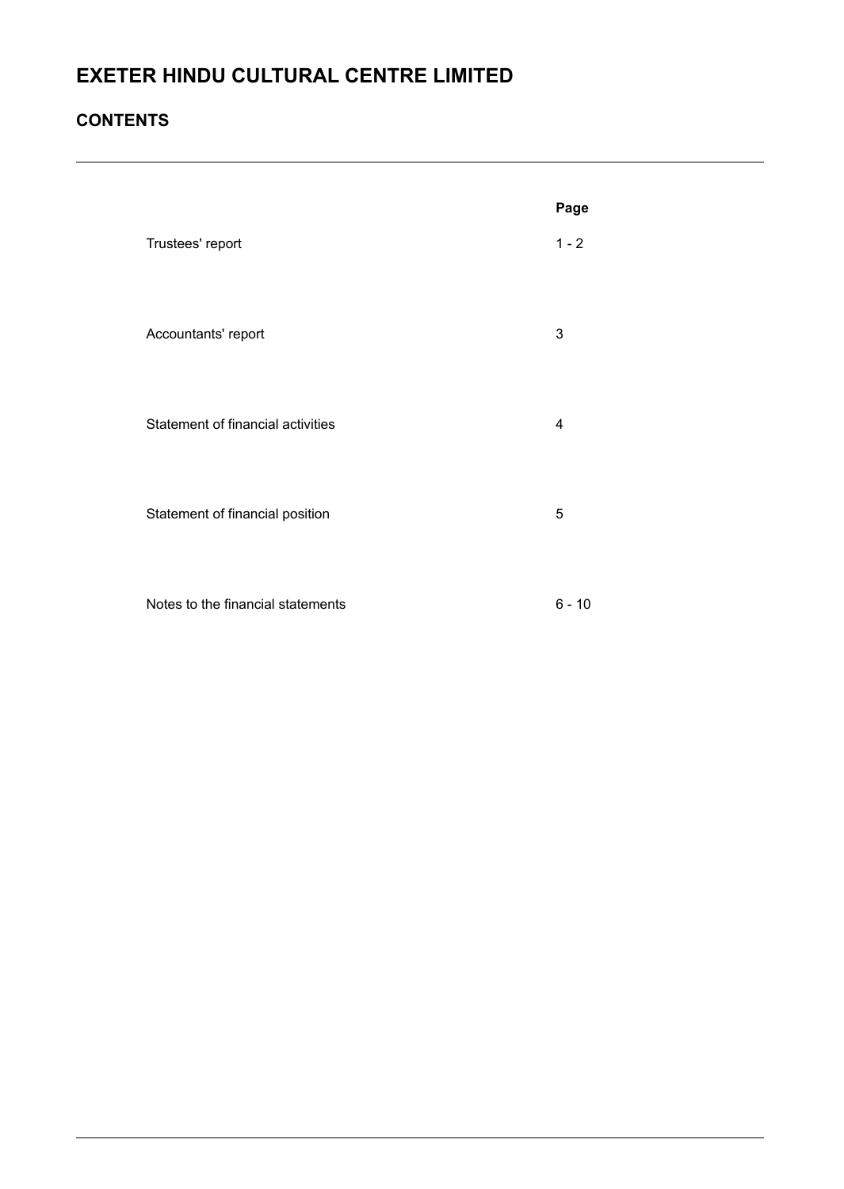# EXETER HINDU CULTURAL CENTRE LIMITED

## CONTENTS

| | Page |
|---|---|
| Trustees' report | 1 - 2 |
| Accountants' report | 3 |
| Statement of financial activities | 4 |
| Statement of financial position | 5 |
| Notes to the financial statements | 6 - 10 |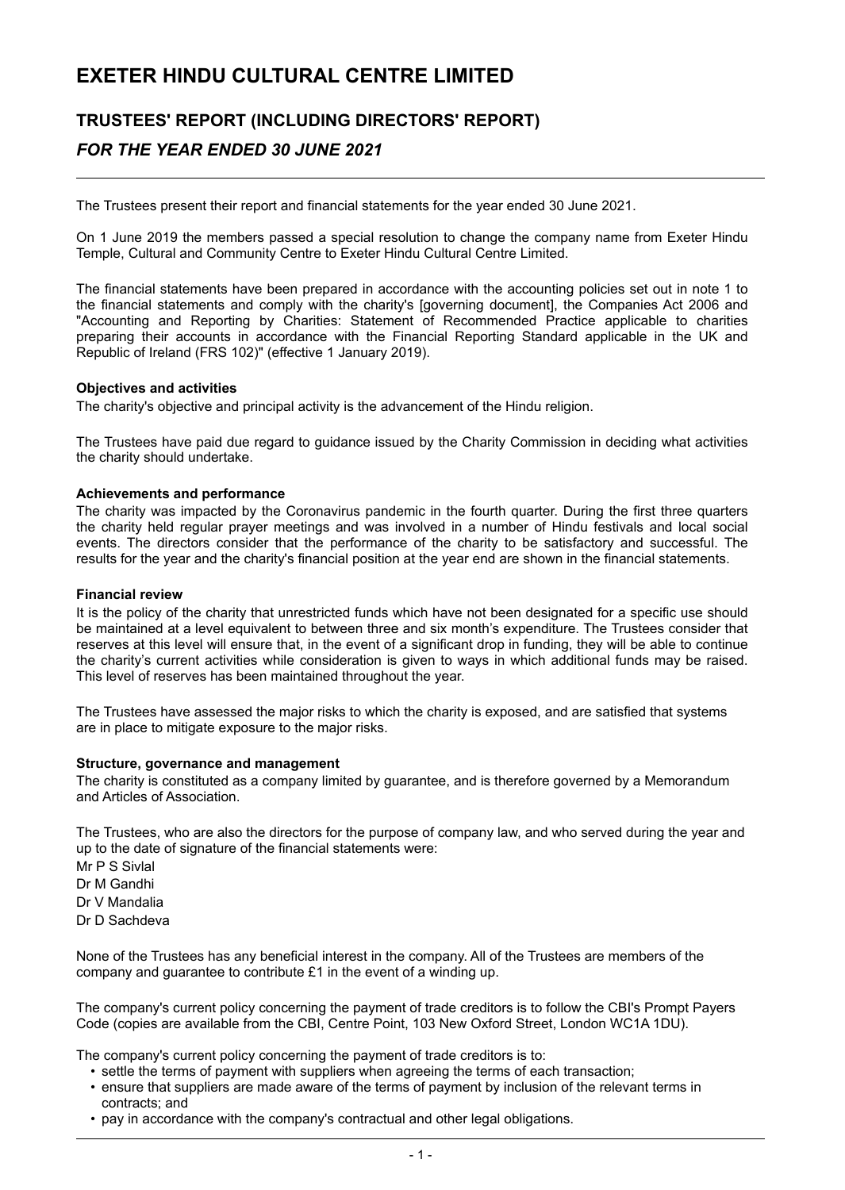# EXETER HINDU CULTURAL CENTRE LIMITED

## TRUSTEES' REPORT (INCLUDING DIRECTORS' REPORT)

### *FOR THE YEAR ENDED 30 JUNE 2021*

The Trustees present their report and financial statements for the year ended 30 June 2021.

On 1 June 2019 the members passed a special resolution to change the company name from Exeter Hindu Temple, Cultural and Community Centre to Exeter Hindu Cultural Centre Limited.

The financial statements have been prepared in accordance with the accounting policies set out in note 1 to the financial statements and comply with the charity's [governing document], the Companies Act 2006 and "Accounting and Reporting by Charities: Statement of Recommended Practice applicable to charities preparing their accounts in accordance with the Financial Reporting Standard applicable in the UK and Republic of Ireland (FRS 102)" (effective 1 January 2019).

**Objectives and activities**

The charity's objective and principal activity is the advancement of the Hindu religion.

The Trustees have paid due regard to guidance issued by the Charity Commission in deciding what activities the charity should undertake.

**Achievements and performance**

The charity was impacted by the Coronavirus pandemic in the fourth quarter. During the first three quarters the charity held regular prayer meetings and was involved in a number of Hindu festivals and local social events. The directors consider that the performance of the charity to be satisfactory and successful. The results for the year and the charity's financial position at the year end are shown in the financial statements.

**Financial review**

It is the policy of the charity that unrestricted funds which have not been designated for a specific use should be maintained at a level equivalent to between three and six month's expenditure. The Trustees consider that reserves at this level will ensure that, in the event of a significant drop in funding, they will be able to continue the charity's current activities while consideration is given to ways in which additional funds may be raised. This level of reserves has been maintained throughout the year.

The Trustees have assessed the major risks to which the charity is exposed, and are satisfied that systems are in place to mitigate exposure to the major risks.

**Structure, governance and management**

The charity is constituted as a company limited by guarantee, and is therefore governed by a Memorandum and Articles of Association.

The Trustees, who are also the directors for the purpose of company law, and who served during the year and up to the date of signature of the financial statements were:

Mr P S Sivlal  
Dr M Gandhi  
Dr V Mandalia  
Dr D Sachdeva

None of the Trustees has any beneficial interest in the company. All of the Trustees are members of the company and guarantee to contribute £1 in the event of a winding up.

The company's current policy concerning the payment of trade creditors is to follow the CBI's Prompt Payers Code (copies are available from the CBI, Centre Point, 103 New Oxford Street, London WC1A 1DU).

The company's current policy concerning the payment of trade creditors is to:

- settle the terms of payment with suppliers when agreeing the terms of each transaction;
- ensure that suppliers are made aware of the terms of payment by inclusion of the relevant terms in contracts; and
- pay in accordance with the company's contractual and other legal obligations.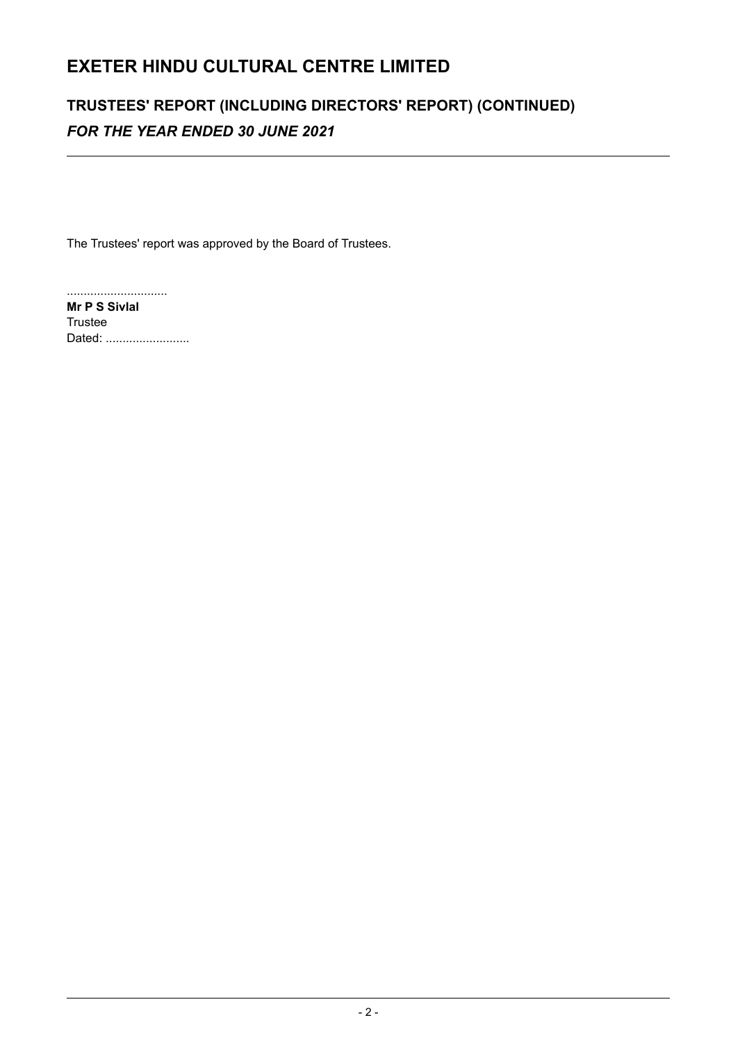# EXETER HINDU CULTURAL CENTRE LIMITED

## TRUSTEES' REPORT (INCLUDING DIRECTORS' REPORT) (CONTINUED)

### *FOR THE YEAR ENDED 30 JUNE 2021*

The Trustees' report was approved by the Board of Trustees.

..............................
**Mr P S Sivlal**
Trustee
Dated: .........................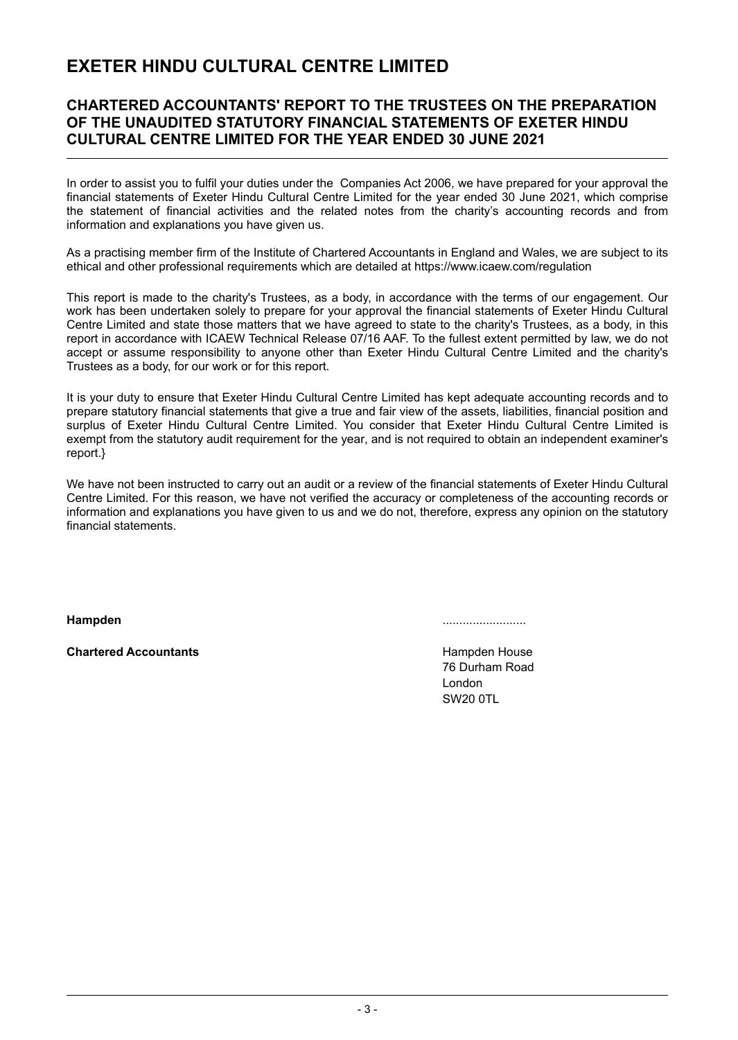# EXETER HINDU CULTURAL CENTRE LIMITED

## CHARTERED ACCOUNTANTS' REPORT TO THE TRUSTEES ON THE PREPARATION OF THE UNAUDITED STATUTORY FINANCIAL STATEMENTS OF EXETER HINDU CULTURAL CENTRE LIMITED FOR THE YEAR ENDED 30 JUNE 2021

In order to assist you to fulfil your duties under the Companies Act 2006, we have prepared for your approval the financial statements of Exeter Hindu Cultural Centre Limited for the year ended 30 June 2021, which comprise the statement of financial activities and the related notes from the charity's accounting records and from information and explanations you have given us.

As a practising member firm of the Institute of Chartered Accountants in England and Wales, we are subject to its ethical and other professional requirements which are detailed at https://www.icaew.com/regulation

This report is made to the charity's Trustees, as a body, in accordance with the terms of our engagement. Our work has been undertaken solely to prepare for your approval the financial statements of Exeter Hindu Cultural Centre Limited and state those matters that we have agreed to state to the charity's Trustees, as a body, in this report in accordance with ICAEW Technical Release 07/16 AAF. To the fullest extent permitted by law, we do not accept or assume responsibility to anyone other than Exeter Hindu Cultural Centre Limited and the charity's Trustees as a body, for our work or for this report.

It is your duty to ensure that Exeter Hindu Cultural Centre Limited has kept adequate accounting records and to prepare statutory financial statements that give a true and fair view of the assets, liabilities, financial position and surplus of Exeter Hindu Cultural Centre Limited. You consider that Exeter Hindu Cultural Centre Limited is exempt from the statutory audit requirement for the year, and is not required to obtain an independent examiner's report.}

We have not been instructed to carry out an audit or a review of the financial statements of Exeter Hindu Cultural Centre Limited. For this reason, we have not verified the accuracy or completeness of the accounting records or information and explanations you have given to us and we do not, therefore, express any opinion on the statutory financial statements.

**Hampden** .........................

**Chartered Accountants**

Hampden House
76 Durham Road
London
SW20 0TL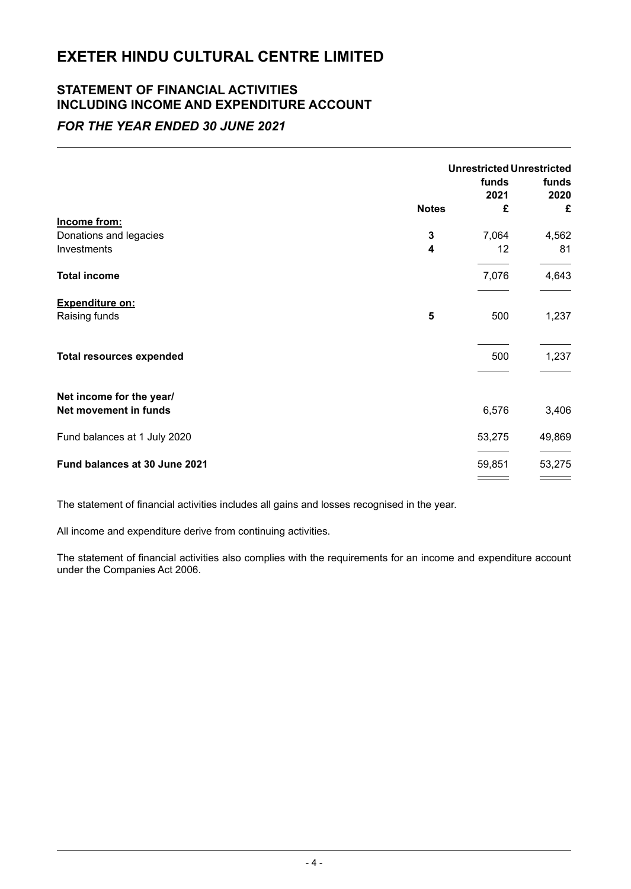# EXETER HINDU CULTURAL CENTRE LIMITED

## STATEMENT OF FINANCIAL ACTIVITIES INCLUDING INCOME AND EXPENDITURE ACCOUNT

### *FOR THE YEAR ENDED 30 JUNE 2021*

| | Notes | Unrestricted funds 2021 £ | Unrestricted funds 2020 £ |
|---|---|---|---|
| **Income from:** | | | |
| Donations and legacies | 3 | 7,064 | 4,562 |
| Investments | 4 | 12 | 81 |
| **Total income** | | 7,076 | 4,643 |
| **Expenditure on:** | | | |
| Raising funds | 5 | 500 | 1,237 |
| **Total resources expended** | | 500 | 1,237 |
| **Net income for the year/ Net movement in funds** | | 6,576 | 3,406 |
| Fund balances at 1 July 2020 | | 53,275 | 49,869 |
| **Fund balances at 30 June 2021** | | 59,851 | 53,275 |

The statement of financial activities includes all gains and losses recognised in the year.

All income and expenditure derive from continuing activities.

The statement of financial activities also complies with the requirements for an income and expenditure account under the Companies Act 2006.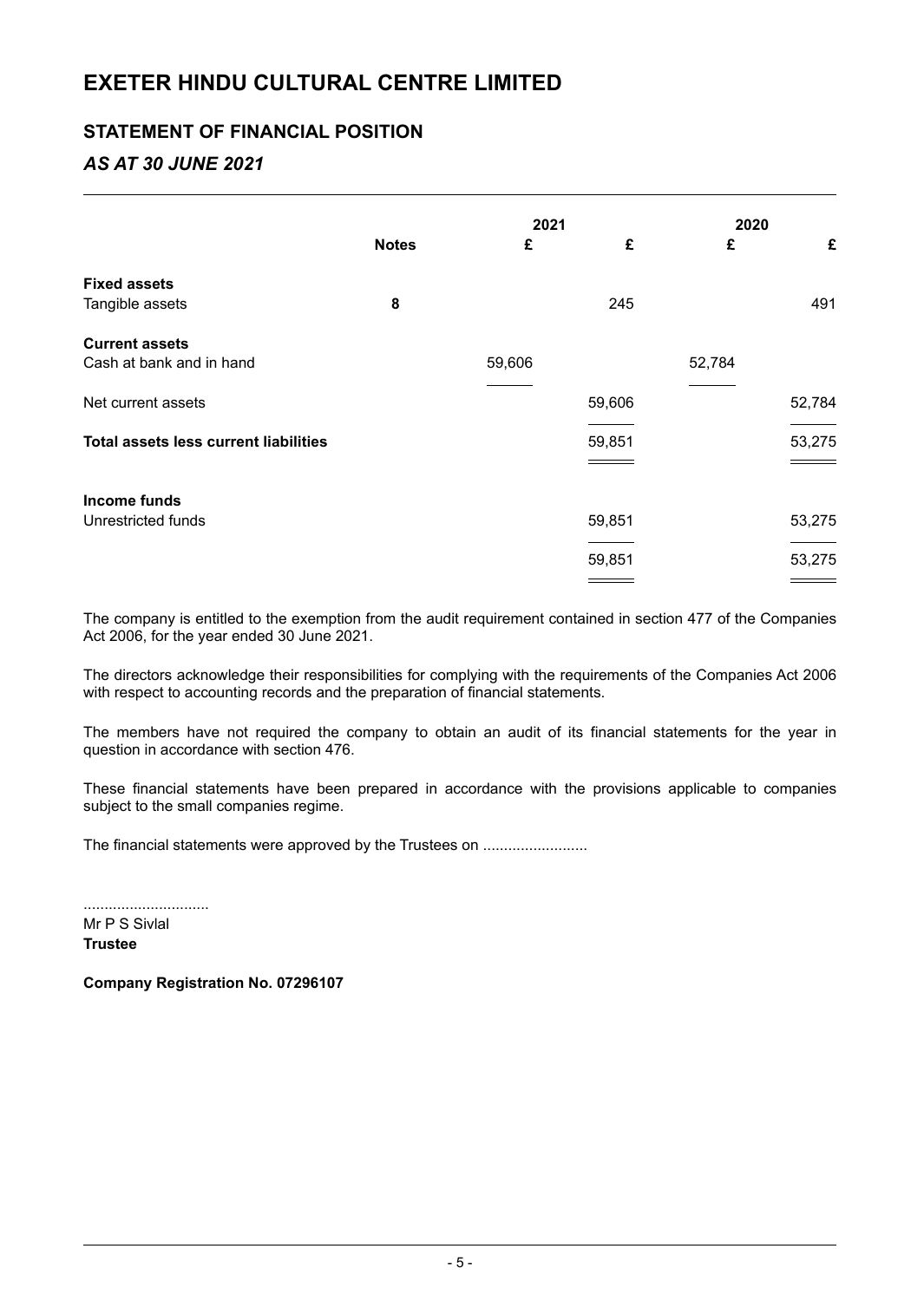# EXETER HINDU CULTURAL CENTRE LIMITED

## STATEMENT OF FINANCIAL POSITION

### *AS AT 30 JUNE 2021*

| | | 2021 | | 2020 | |
|---|---|---|---|---|---|
| | **Notes** | **£** | **£** | **£** | **£** |
| **Fixed assets** | | | | | |
| Tangible assets | **8** | | 245 | | 491 |
| **Current assets** | | | | | |
| Cash at bank and in hand | | 59,606 | | 52,784 | |
| Net current assets | | | 59,606 | | 52,784 |
| **Total assets less current liabilities** | | | 59,851 | | 53,275 |
| **Income funds** | | | | | |
| Unrestricted funds | | | 59,851 | | 53,275 |
| | | | 59,851 | | 53,275 |

The company is entitled to the exemption from the audit requirement contained in section 477 of the Companies Act 2006, for the year ended 30 June 2021.

The directors acknowledge their responsibilities for complying with the requirements of the Companies Act 2006 with respect to accounting records and the preparation of financial statements.

The members have not required the company to obtain an audit of its financial statements for the year in question in accordance with section 476.

These financial statements have been prepared in accordance with the provisions applicable to companies subject to the small companies regime.

The financial statements were approved by the Trustees on .........................

..............................
Mr P S Sivlal
**Trustee**

**Company Registration No. 07296107**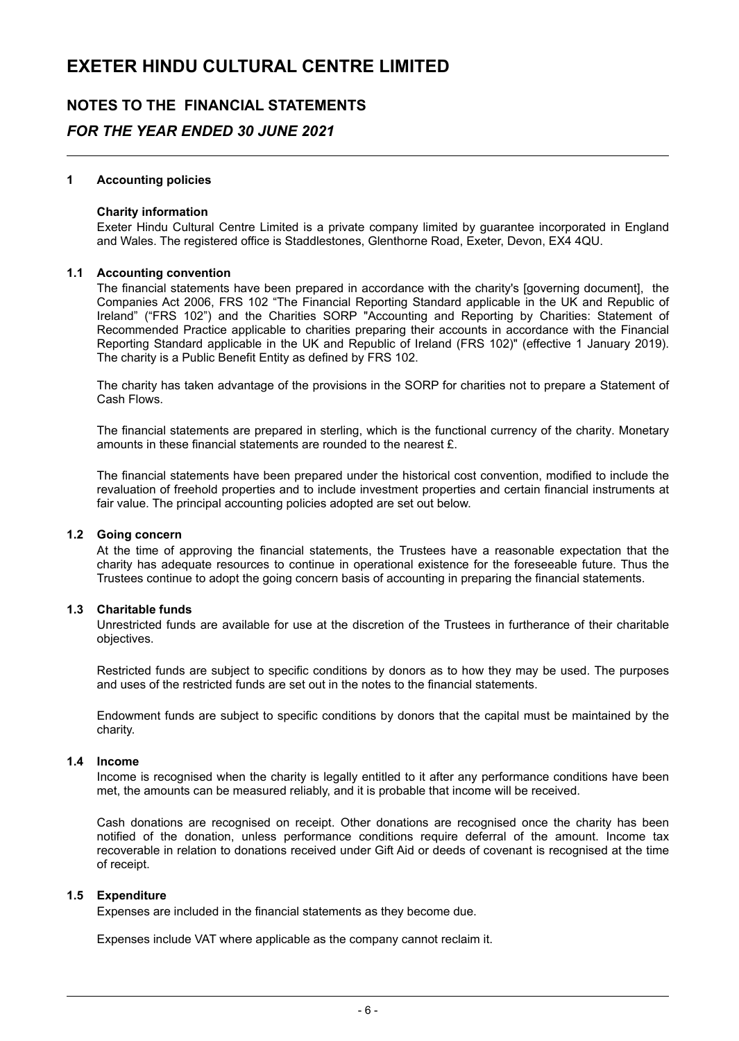# EXETER HINDU CULTURAL CENTRE LIMITED

## NOTES TO THE FINANCIAL STATEMENTS

### *FOR THE YEAR ENDED 30 JUNE 2021*

**1 Accounting policies**

**Charity information**

Exeter Hindu Cultural Centre Limited is a private company limited by guarantee incorporated in England and Wales. The registered office is Staddlestones, Glenthorne Road, Exeter, Devon, EX4 4QU.

**1.1 Accounting convention**

The financial statements have been prepared in accordance with the charity's [governing document], the Companies Act 2006, FRS 102 “The Financial Reporting Standard applicable in the UK and Republic of Ireland” (“FRS 102”) and the Charities SORP "Accounting and Reporting by Charities: Statement of Recommended Practice applicable to charities preparing their accounts in accordance with the Financial Reporting Standard applicable in the UK and Republic of Ireland (FRS 102)" (effective 1 January 2019). The charity is a Public Benefit Entity as defined by FRS 102.

The charity has taken advantage of the provisions in the SORP for charities not to prepare a Statement of Cash Flows.

The financial statements are prepared in sterling, which is the functional currency of the charity. Monetary amounts in these financial statements are rounded to the nearest £.

The financial statements have been prepared under the historical cost convention, modified to include the revaluation of freehold properties and to include investment properties and certain financial instruments at fair value. The principal accounting policies adopted are set out below.

**1.2 Going concern**

At the time of approving the financial statements, the Trustees have a reasonable expectation that the charity has adequate resources to continue in operational existence for the foreseeable future. Thus the Trustees continue to adopt the going concern basis of accounting in preparing the financial statements.

**1.3 Charitable funds**

Unrestricted funds are available for use at the discretion of the Trustees in furtherance of their charitable objectives.

Restricted funds are subject to specific conditions by donors as to how they may be used. The purposes and uses of the restricted funds are set out in the notes to the financial statements.

Endowment funds are subject to specific conditions by donors that the capital must be maintained by the charity.

**1.4 Income**

Income is recognised when the charity is legally entitled to it after any performance conditions have been met, the amounts can be measured reliably, and it is probable that income will be received.

Cash donations are recognised on receipt. Other donations are recognised once the charity has been notified of the donation, unless performance conditions require deferral of the amount. Income tax recoverable in relation to donations received under Gift Aid or deeds of covenant is recognised at the time of receipt.

**1.5 Expenditure**

Expenses are included in the financial statements as they become due.

Expenses include VAT where applicable as the company cannot reclaim it.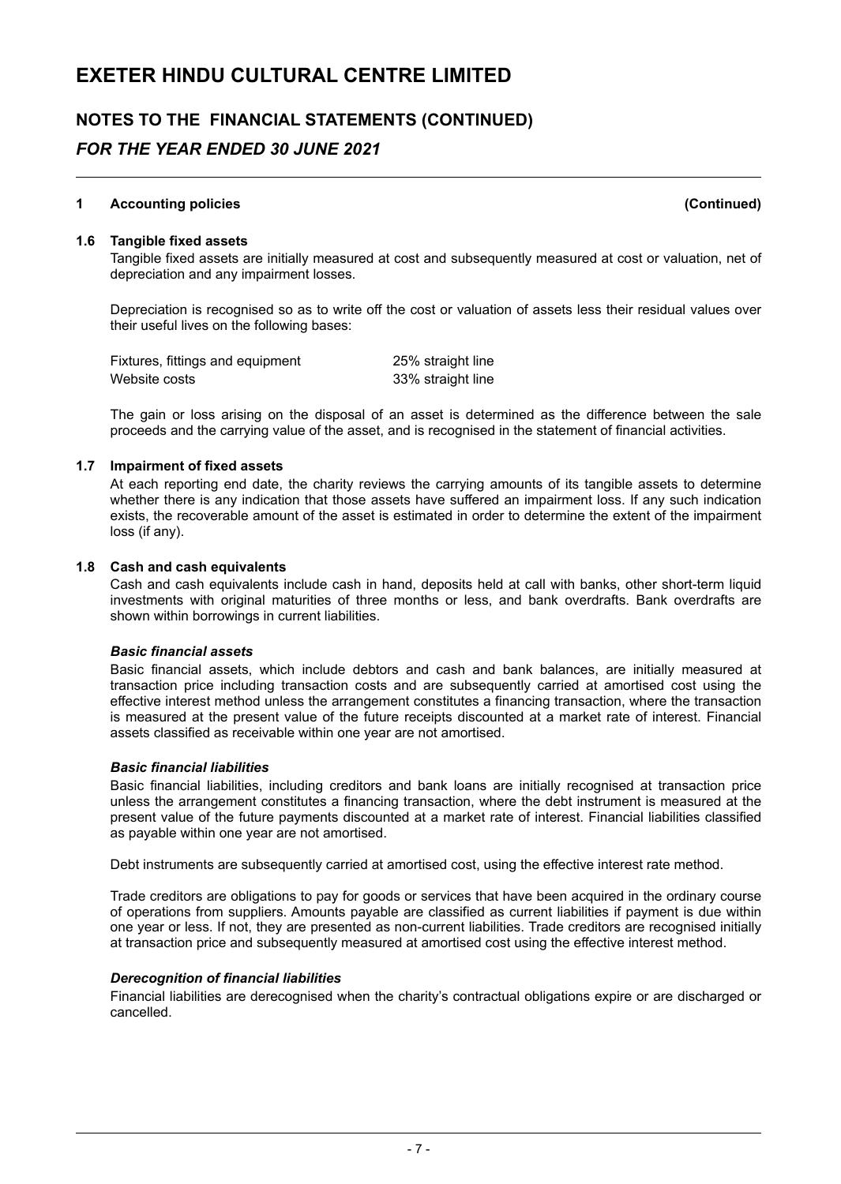# EXETER HINDU CULTURAL CENTRE LIMITED

## NOTES TO THE FINANCIAL STATEMENTS (CONTINUED)

## *FOR THE YEAR ENDED 30 JUNE 2021*

### 1 Accounting policies (Continued)

#### 1.6 Tangible fixed assets

Tangible fixed assets are initially measured at cost and subsequently measured at cost or valuation, net of depreciation and any impairment losses.

Depreciation is recognised so as to write off the cost or valuation of assets less their residual values over their useful lives on the following bases:

| | |
|---|---|
| Fixtures, fittings and equipment | 25% straight line |
| Website costs | 33% straight line |

The gain or loss arising on the disposal of an asset is determined as the difference between the sale proceeds and the carrying value of the asset, and is recognised in the statement of financial activities.

#### 1.7 Impairment of fixed assets

At each reporting end date, the charity reviews the carrying amounts of its tangible assets to determine whether there is any indication that those assets have suffered an impairment loss. If any such indication exists, the recoverable amount of the asset is estimated in order to determine the extent of the impairment loss (if any).

#### 1.8 Cash and cash equivalents

Cash and cash equivalents include cash in hand, deposits held at call with banks, other short-term liquid investments with original maturities of three months or less, and bank overdrafts. Bank overdrafts are shown within borrowings in current liabilities.

***Basic financial assets***

Basic financial assets, which include debtors and cash and bank balances, are initially measured at transaction price including transaction costs and are subsequently carried at amortised cost using the effective interest method unless the arrangement constitutes a financing transaction, where the transaction is measured at the present value of the future receipts discounted at a market rate of interest. Financial assets classified as receivable within one year are not amortised.

***Basic financial liabilities***

Basic financial liabilities, including creditors and bank loans are initially recognised at transaction price unless the arrangement constitutes a financing transaction, where the debt instrument is measured at the present value of the future payments discounted at a market rate of interest. Financial liabilities classified as payable within one year are not amortised.

Debt instruments are subsequently carried at amortised cost, using the effective interest rate method.

Trade creditors are obligations to pay for goods or services that have been acquired in the ordinary course of operations from suppliers. Amounts payable are classified as current liabilities if payment is due within one year or less. If not, they are presented as non-current liabilities. Trade creditors are recognised initially at transaction price and subsequently measured at amortised cost using the effective interest method.

***Derecognition of financial liabilities***

Financial liabilities are derecognised when the charity's contractual obligations expire or are discharged or cancelled.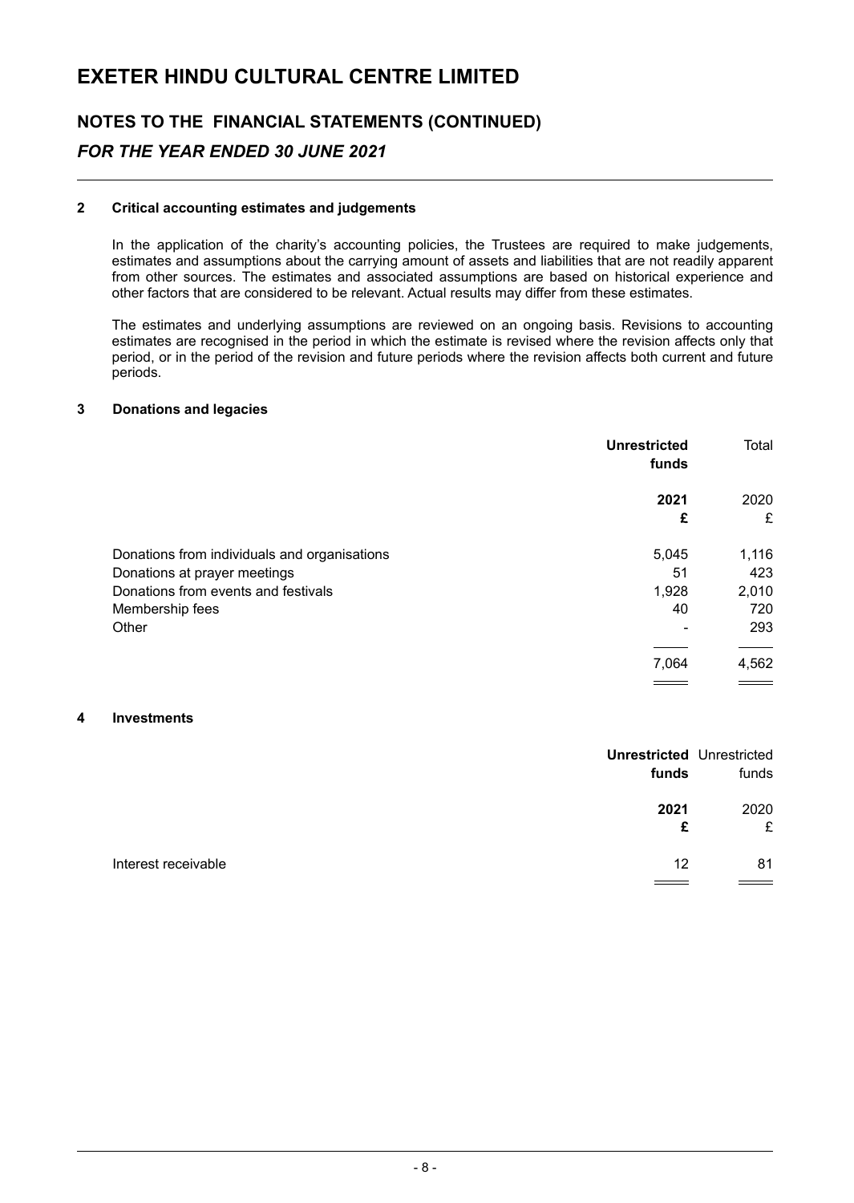# EXETER HINDU CULTURAL CENTRE LIMITED

## NOTES TO THE FINANCIAL STATEMENTS (CONTINUED)

### *FOR THE YEAR ENDED 30 JUNE 2021*

**2 Critical accounting estimates and judgements**

In the application of the charity's accounting policies, the Trustees are required to make judgements, estimates and assumptions about the carrying amount of assets and liabilities that are not readily apparent from other sources. The estimates and associated assumptions are based on historical experience and other factors that are considered to be relevant. Actual results may differ from these estimates.

The estimates and underlying assumptions are reviewed on an ongoing basis. Revisions to accounting estimates are recognised in the period in which the estimate is revised where the revision affects only that period, or in the period of the revision and future periods where the revision affects both current and future periods.

**3 Donations and legacies**

| | **Unrestricted funds** | Total |
|---|---|---|
| | **2021** | 2020 |
| | **£** | £ |
| Donations from individuals and organisations | 5,045 | 1,116 |
| Donations at prayer meetings | 51 | 423 |
| Donations from events and festivals | 1,928 | 2,010 |
| Membership fees | 40 | 720 |
| Other | - | 293 |
| | 7,064 | 4,562 |

**4 Investments**

| | **Unrestricted funds** | Unrestricted funds |
|---|---|---|
| | **2021** | 2020 |
| | **£** | £ |
| Interest receivable | 12 | 81 |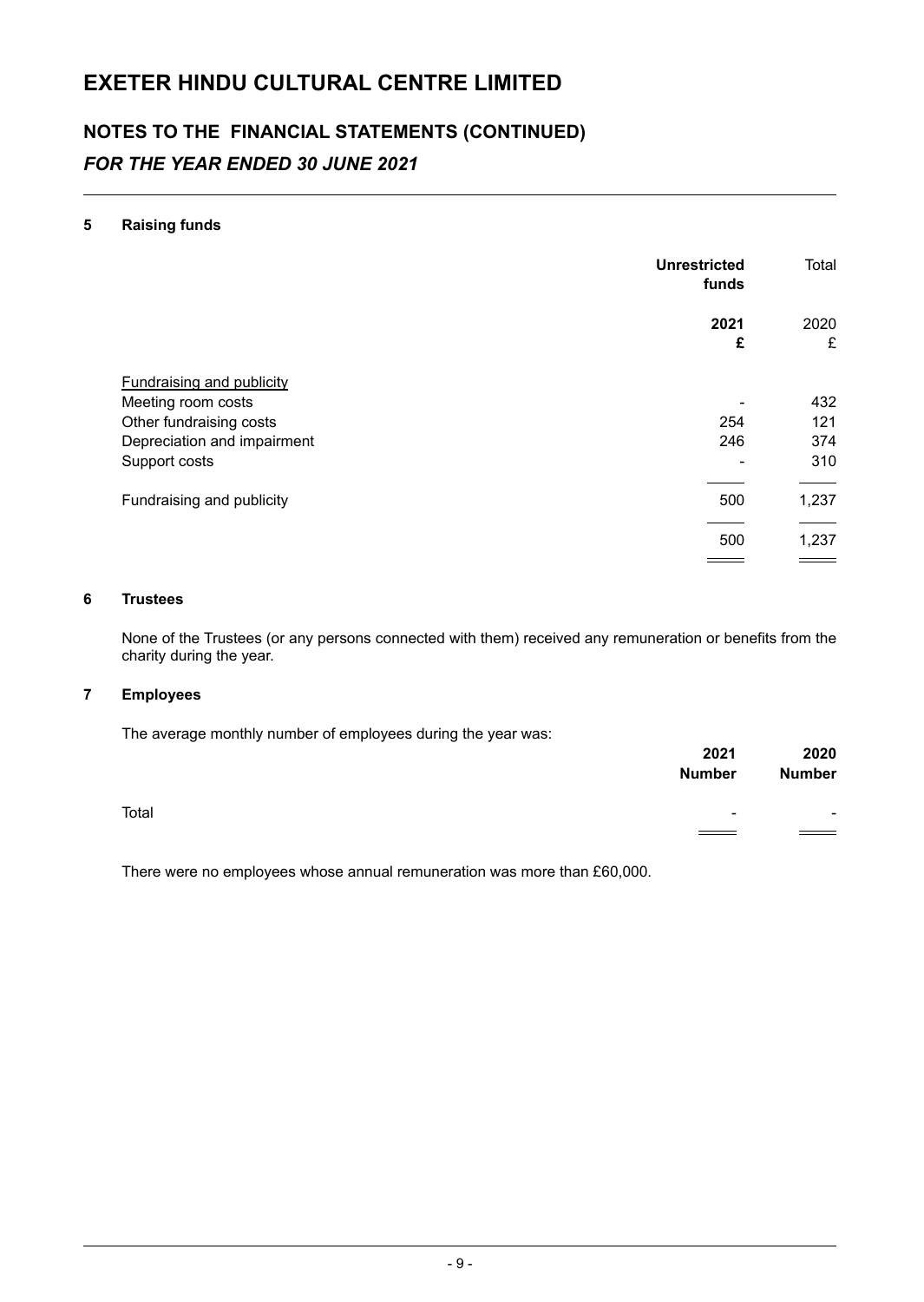# EXETER HINDU CULTURAL CENTRE LIMITED

## NOTES TO THE FINANCIAL STATEMENTS (CONTINUED)

### *FOR THE YEAR ENDED 30 JUNE 2021*

#### 5 Raising funds

| | **Unrestricted funds** | Total |
|---|---|---|
| | **2021** | 2020 |
| | **£** | £ |
| Fundraising and publicity | | |
| Meeting room costs | - | 432 |
| Other fundraising costs | 254 | 121 |
| Depreciation and impairment | 246 | 374 |
| Support costs | - | 310 |
| Fundraising and publicity | 500 | 1,237 |
| | 500 | 1,237 |

#### 6 Trustees

None of the Trustees (or any persons connected with them) received any remuneration or benefits from the charity during the year.

#### 7 Employees

The average monthly number of employees during the year was:

| | **2021 Number** | **2020 Number** |
|---|---|---|
| Total | - | - |

There were no employees whose annual remuneration was more than £60,000.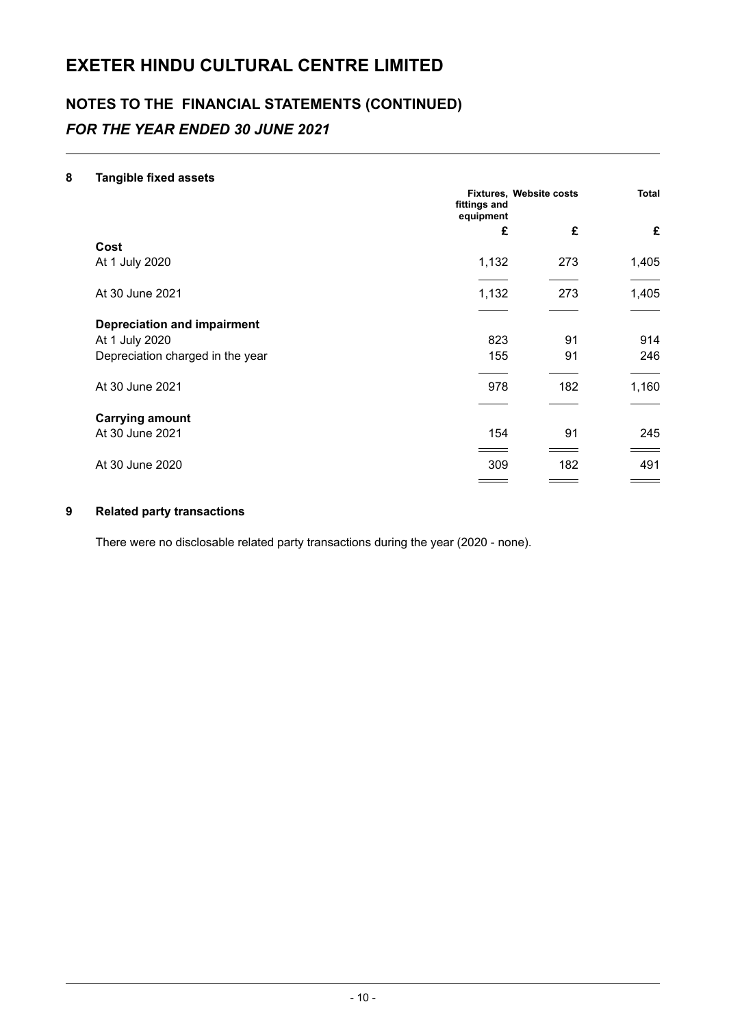# EXETER HINDU CULTURAL CENTRE LIMITED

## NOTES TO THE FINANCIAL STATEMENTS (CONTINUED)

### *FOR THE YEAR ENDED 30 JUNE 2021*

**8 Tangible fixed assets**

| | Fixtures, fittings and equipment | Website costs | Total |
|---|---|---|---|
| | £ | £ | £ |
| **Cost** | | | |
| At 1 July 2020 | 1,132 | 273 | 1,405 |
| At 30 June 2021 | 1,132 | 273 | 1,405 |
| **Depreciation and impairment** | | | |
| At 1 July 2020 | 823 | 91 | 914 |
| Depreciation charged in the year | 155 | 91 | 246 |
| At 30 June 2021 | 978 | 182 | 1,160 |
| **Carrying amount** | | | |
| At 30 June 2021 | 154 | 91 | 245 |
| At 30 June 2020 | 309 | 182 | 491 |

**9 Related party transactions**

There were no disclosable related party transactions during the year (2020 - none).